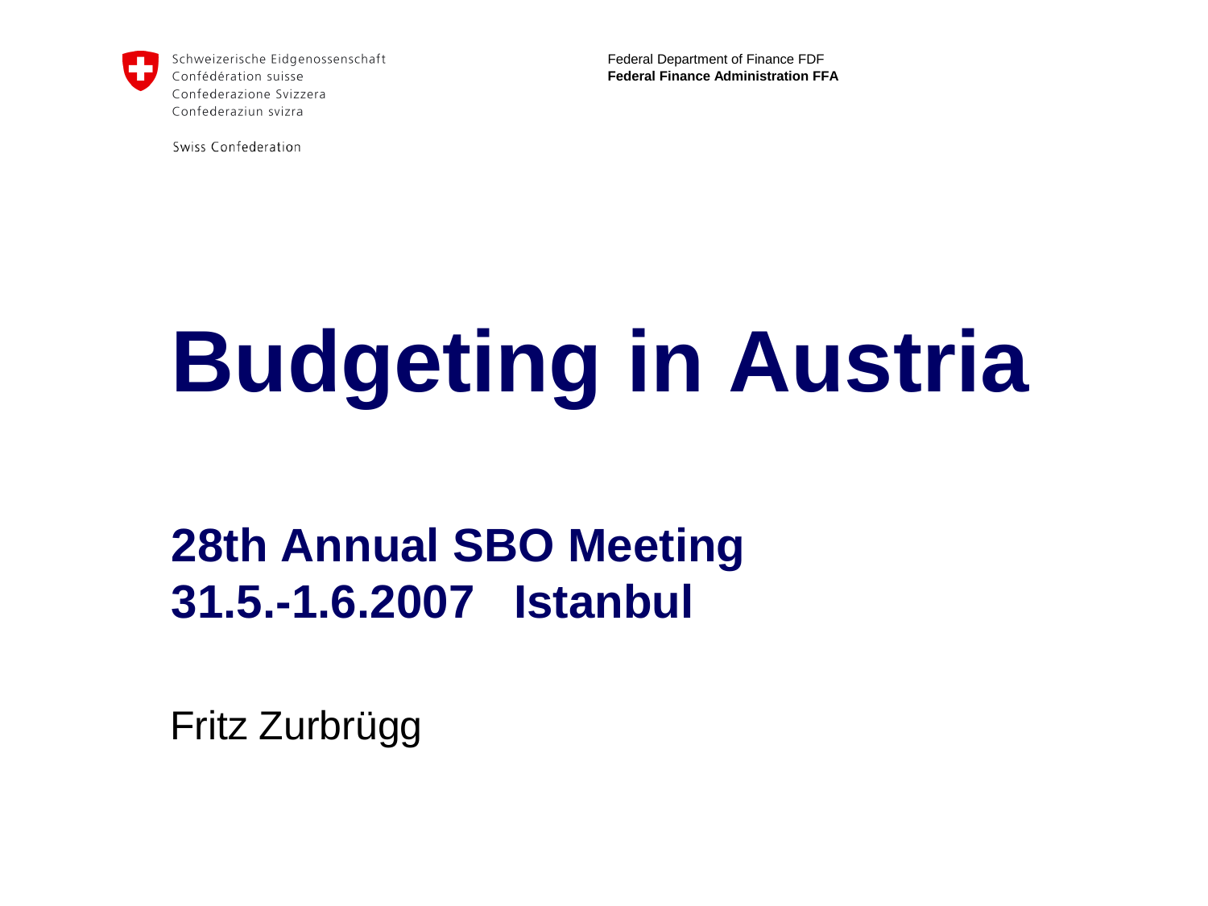Schweizerische Eidgenossenschaft
Confédération suisse
Confederazione Svizzera
Confederaziun svizra

Swiss Confederation

Federal Department of Finance FDF
**Federal Finance Administration FFA**

# Budgeting in Austria

## 28th Annual SBO Meeting
## 31.5.-1.6.2007 Istanbul

Fritz Zurbrügg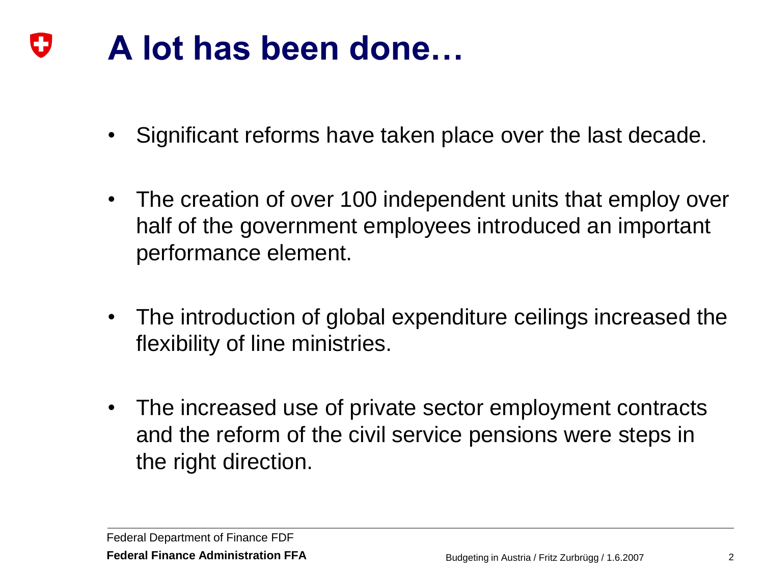# A lot has been done…

- Significant reforms have taken place over the last decade.
- The creation of over 100 independent units that employ over half of the government employees introduced an important performance element.
- The introduction of global expenditure ceilings increased the flexibility of line ministries.
- The increased use of private sector employment contracts and the reform of the civil service pensions were steps in the right direction.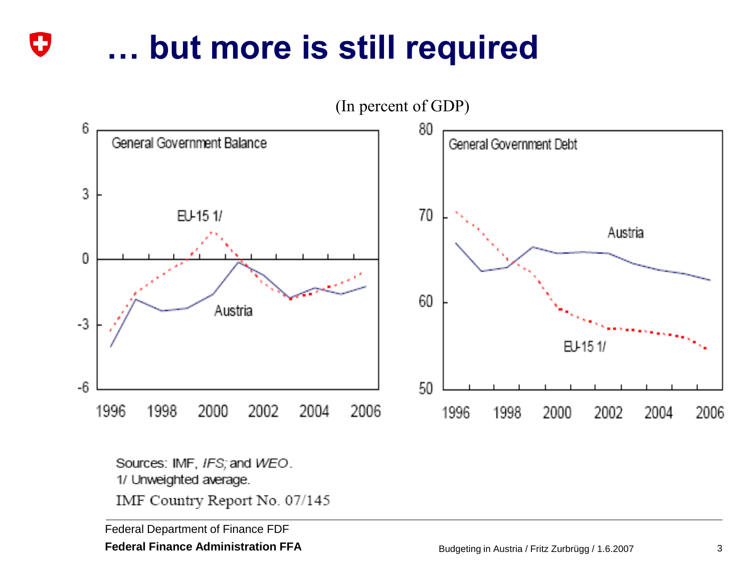# … but more is still required

(In percent of GDP)

General Government Balance

General Government Debt

Sources: IMF, *IFS;* and *WEO*.
1/ Unweighted average.
IMF Country Report No. 07/145

Federal Department of Finance FDF
**Federal Finance Administration FFA**

Budgeting in Austria / Fritz Zurbrügg / 1.6.2007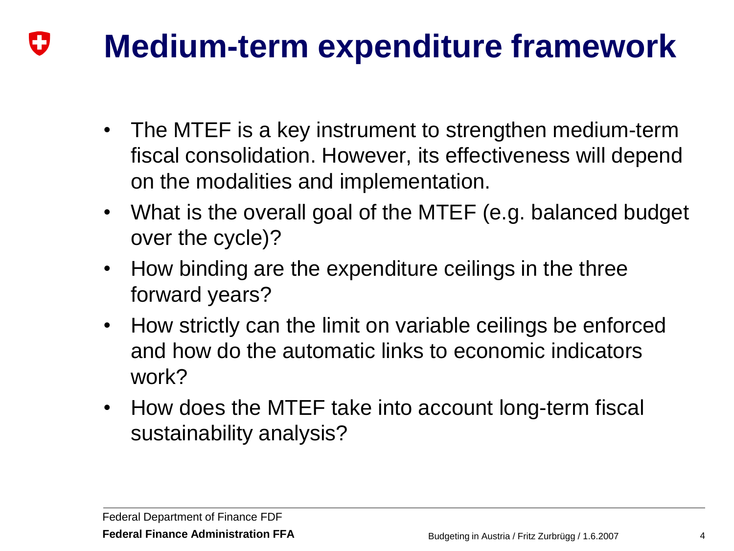# Medium-term expenditure framework

- The MTEF is a key instrument to strengthen medium-term fiscal consolidation. However, its effectiveness will depend on the modalities and implementation.
- What is the overall goal of the MTEF (e.g. balanced budget over the cycle)?
- How binding are the expenditure ceilings in the three forward years?
- How strictly can the limit on variable ceilings be enforced and how do the automatic links to economic indicators work?
- How does the MTEF take into account long-term fiscal sustainability analysis?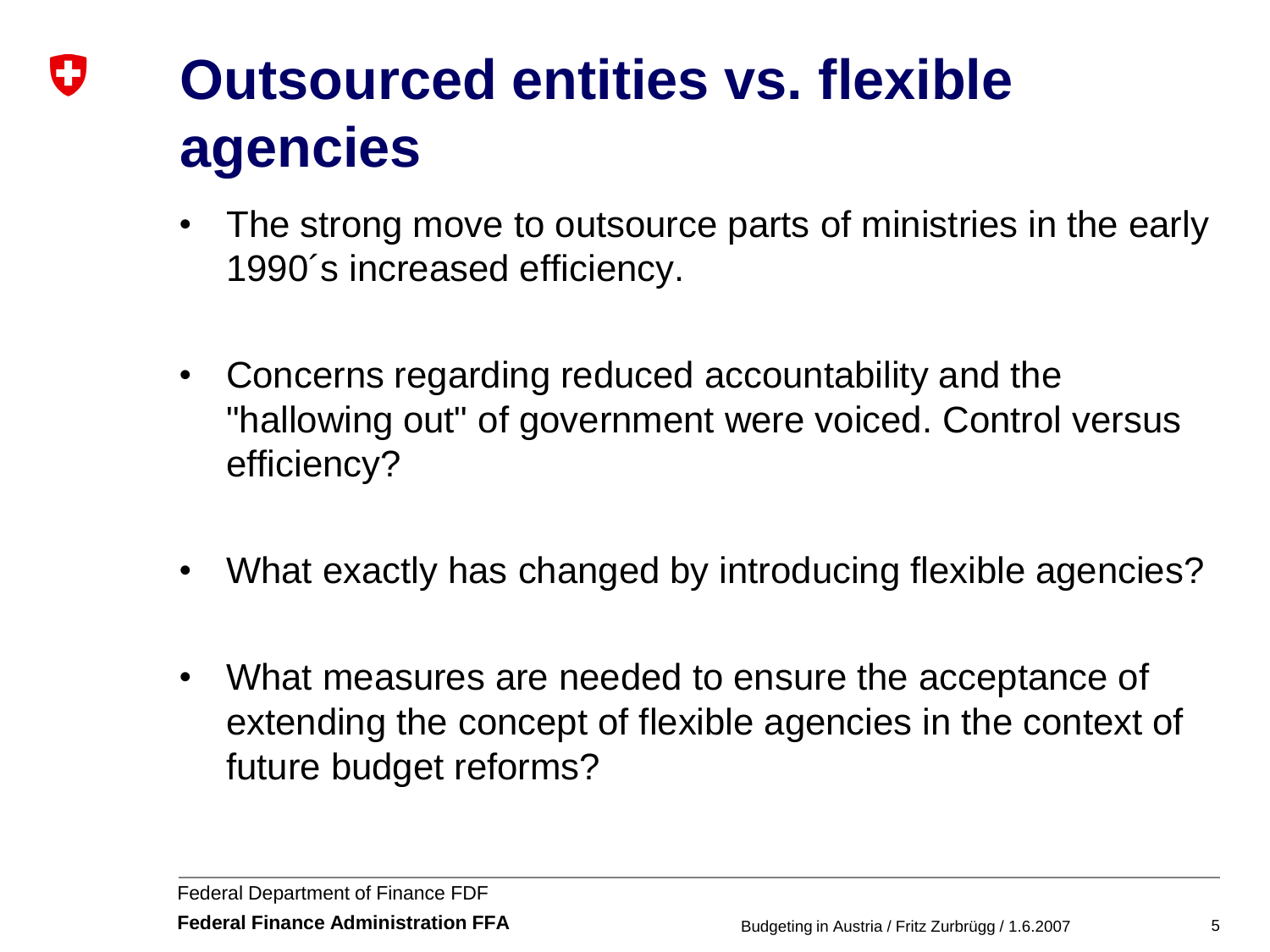# Outsourced entities vs. flexible agencies

- The strong move to outsource parts of ministries in the early 1990´s increased efficiency.
- Concerns regarding reduced accountability and the "hallowing out" of government were voiced. Control versus efficiency?
- What exactly has changed by introducing flexible agencies?
- What measures are needed to ensure the acceptance of extending the concept of flexible agencies in the context of future budget reforms?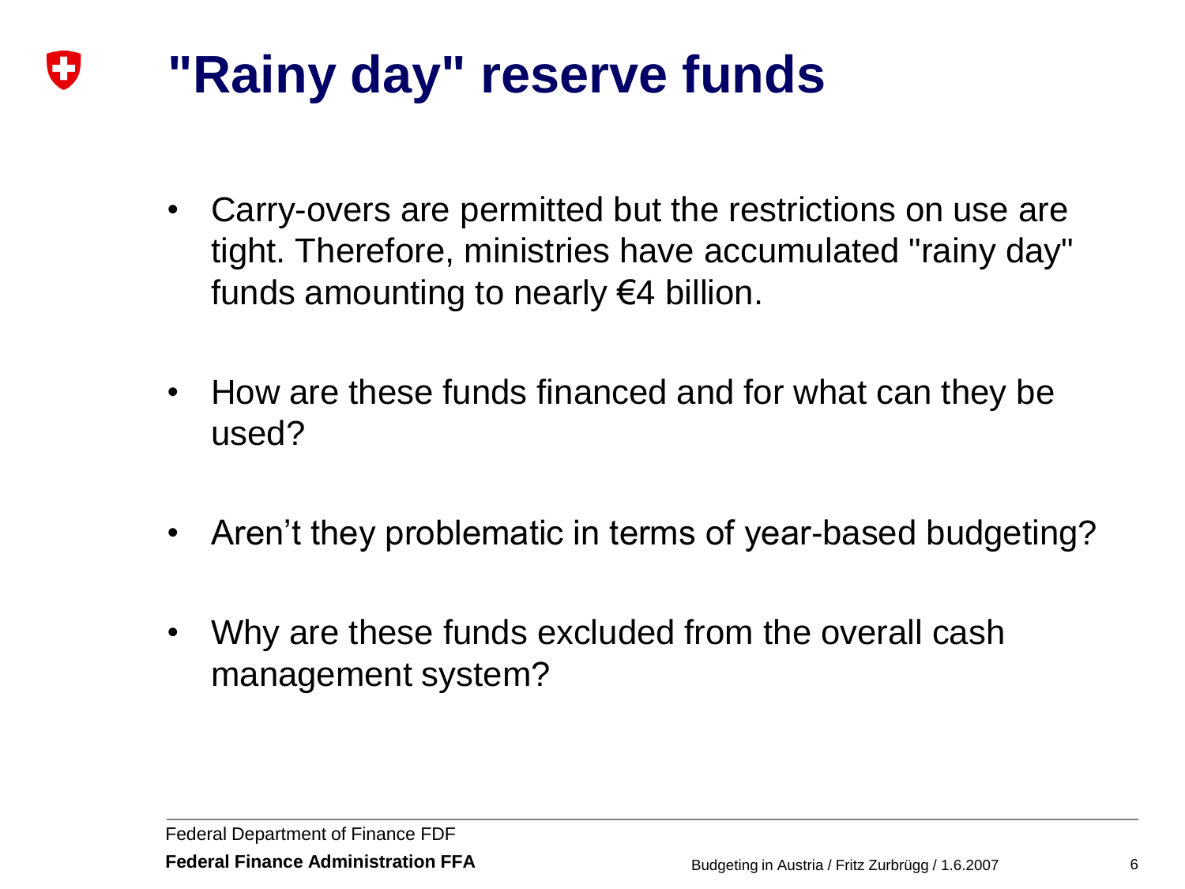# "Rainy day" reserve funds

- Carry-overs are permitted but the restrictions on use are tight. Therefore, ministries have accumulated "rainy day" funds amounting to nearly €4 billion.

- How are these funds financed and for what can they be used?

- Aren't they problematic in terms of year-based budgeting?

- Why are these funds excluded from the overall cash management system?